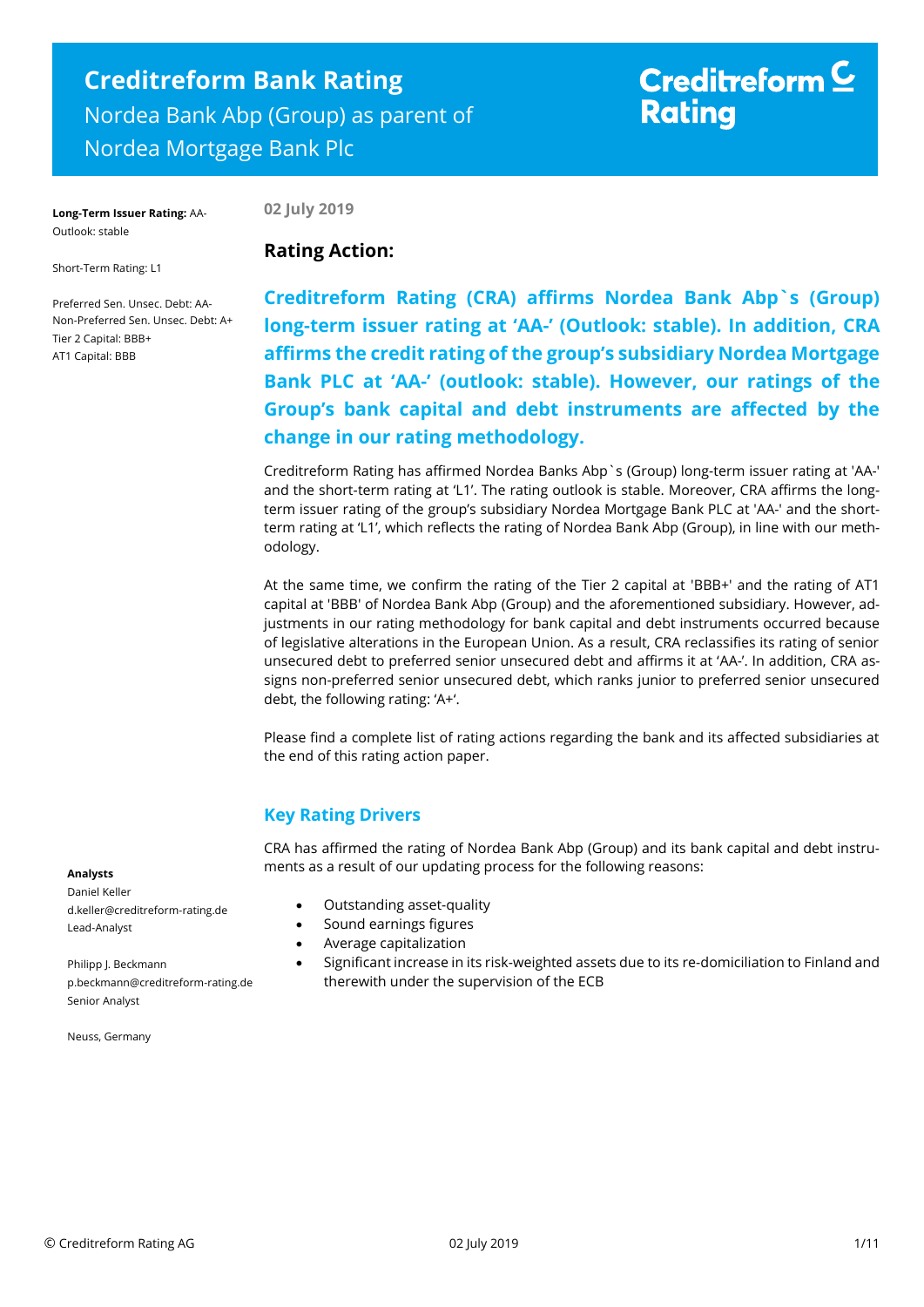# Creditreform Bank Rating

Nordea Bank Abp (Group) as parent of Nordea Mortgage Bank Plc

Creditreform Rating

**Long-Term Issuer Rating:** AA-
Outlook: stable

Short-Term Rating: L1

Preferred Sen. Unsec. Debt: AA-
Non-Preferred Sen. Unsec. Debt: A+
Tier 2 Capital: BBB+
AT1 Capital: BBB

**02 July 2019**

## Rating Action:

**Creditreform Rating (CRA) affirms Nordea Bank Abp`s (Group) long-term issuer rating at 'AA-' (Outlook: stable). In addition, CRA affirms the credit rating of the group's subsidiary Nordea Mortgage Bank PLC at 'AA-' (outlook: stable). However, our ratings of the Group's bank capital and debt instruments are affected by the change in our rating methodology.**

Creditreform Rating has affirmed Nordea Banks Abp`s (Group) long-term issuer rating at 'AA-' and the short-term rating at 'L1'. The rating outlook is stable. Moreover, CRA affirms the long-term issuer rating of the group's subsidiary Nordea Mortgage Bank PLC at 'AA-' and the short-term rating at 'L1', which reflects the rating of Nordea Bank Abp (Group), in line with our methodology.

At the same time, we confirm the rating of the Tier 2 capital at 'BBB+' and the rating of AT1 capital at 'BBB' of Nordea Bank Abp (Group) and the aforementioned subsidiary. However, adjustments in our rating methodology for bank capital and debt instruments occurred because of legislative alterations in the European Union. As a result, CRA reclassifies its rating of senior unsecured debt to preferred senior unsecured debt and affirms it at 'AA-'. In addition, CRA assigns non-preferred senior unsecured debt, which ranks junior to preferred senior unsecured debt, the following rating: 'A+'.

Please find a complete list of rating actions regarding the bank and its affected subsidiaries at the end of this rating action paper.

## Key Rating Drivers

CRA has affirmed the rating of Nordea Bank Abp (Group) and its bank capital and debt instruments as a result of our updating process for the following reasons:

- Outstanding asset-quality
- Sound earnings figures
- Average capitalization
- Significant increase in its risk-weighted assets due to its re-domiciliation to Finland and therewith under the supervision of the ECB

**Analysts**

Daniel Keller
d.keller@creditreform-rating.de
Lead-Analyst

Philipp J. Beckmann
p.beckmann@creditreform-rating.de
Senior Analyst

Neuss, Germany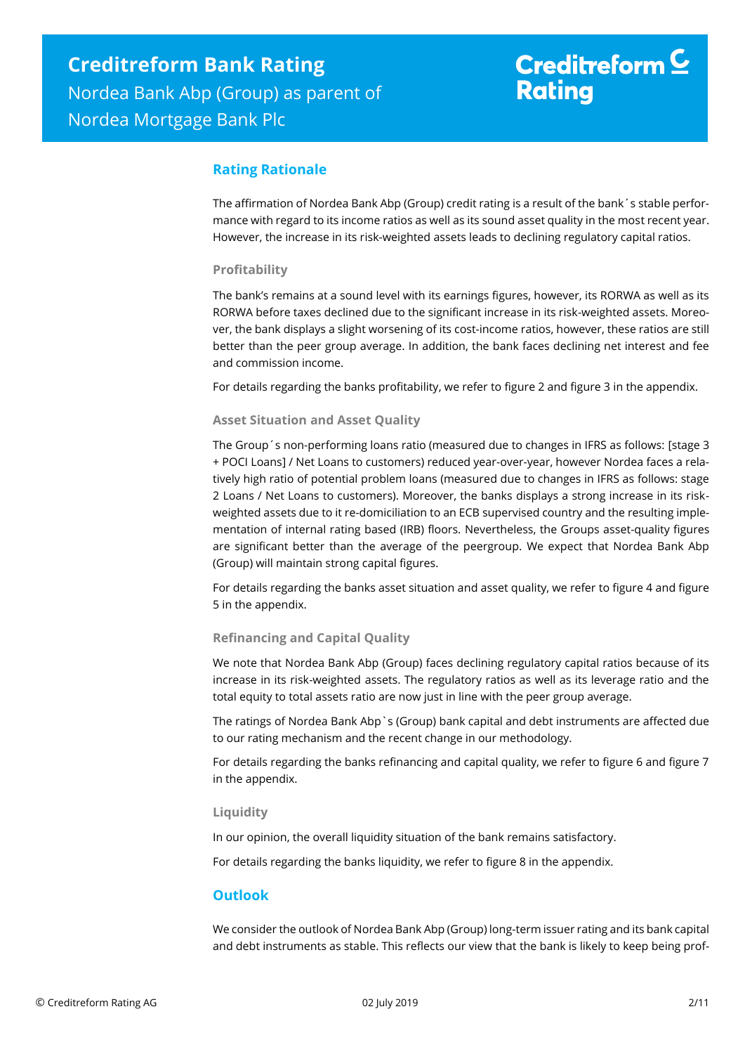## Rating Rationale

The affirmation of Nordea Bank Abp (Group) credit rating is a result of the bank´s stable performance with regard to its income ratios as well as its sound asset quality in the most recent year. However, the increase in its risk-weighted assets leads to declining regulatory capital ratios.

### Profitability

The bank's remains at a sound level with its earnings figures, however, its RORWA as well as its RORWA before taxes declined due to the significant increase in its risk-weighted assets. Moreover, the bank displays a slight worsening of its cost-income ratios, however, these ratios are still better than the peer group average. In addition, the bank faces declining net interest and fee and commission income.

For details regarding the banks profitability, we refer to figure 2 and figure 3 in the appendix.

### Asset Situation and Asset Quality

The Group´s non-performing loans ratio (measured due to changes in IFRS as follows: [stage 3 + POCI Loans] / Net Loans to customers) reduced year-over-year, however Nordea faces a relatively high ratio of potential problem loans (measured due to changes in IFRS as follows: stage 2 Loans / Net Loans to customers). Moreover, the banks displays a strong increase in its risk-weighted assets due to it re-domiciliation to an ECB supervised country and the resulting implementation of internal rating based (IRB) floors. Nevertheless, the Groups asset-quality figures are significant better than the average of the peergroup. We expect that Nordea Bank Abp (Group) will maintain strong capital figures.

For details regarding the banks asset situation and asset quality, we refer to figure 4 and figure 5 in the appendix.

### Refinancing and Capital Quality

We note that Nordea Bank Abp (Group) faces declining regulatory capital ratios because of its increase in its risk-weighted assets. The regulatory ratios as well as its leverage ratio and the total equity to total assets ratio are now just in line with the peer group average.

The ratings of Nordea Bank Abp`s (Group) bank capital and debt instruments are affected due to our rating mechanism and the recent change in our methodology.

For details regarding the banks refinancing and capital quality, we refer to figure 6 and figure 7 in the appendix.

### Liquidity

In our opinion, the overall liquidity situation of the bank remains satisfactory.

For details regarding the banks liquidity, we refer to figure 8 in the appendix.

## Outlook

We consider the outlook of Nordea Bank Abp (Group) long-term issuer rating and its bank capital and debt instruments as stable. This reflects our view that the bank is likely to keep being prof-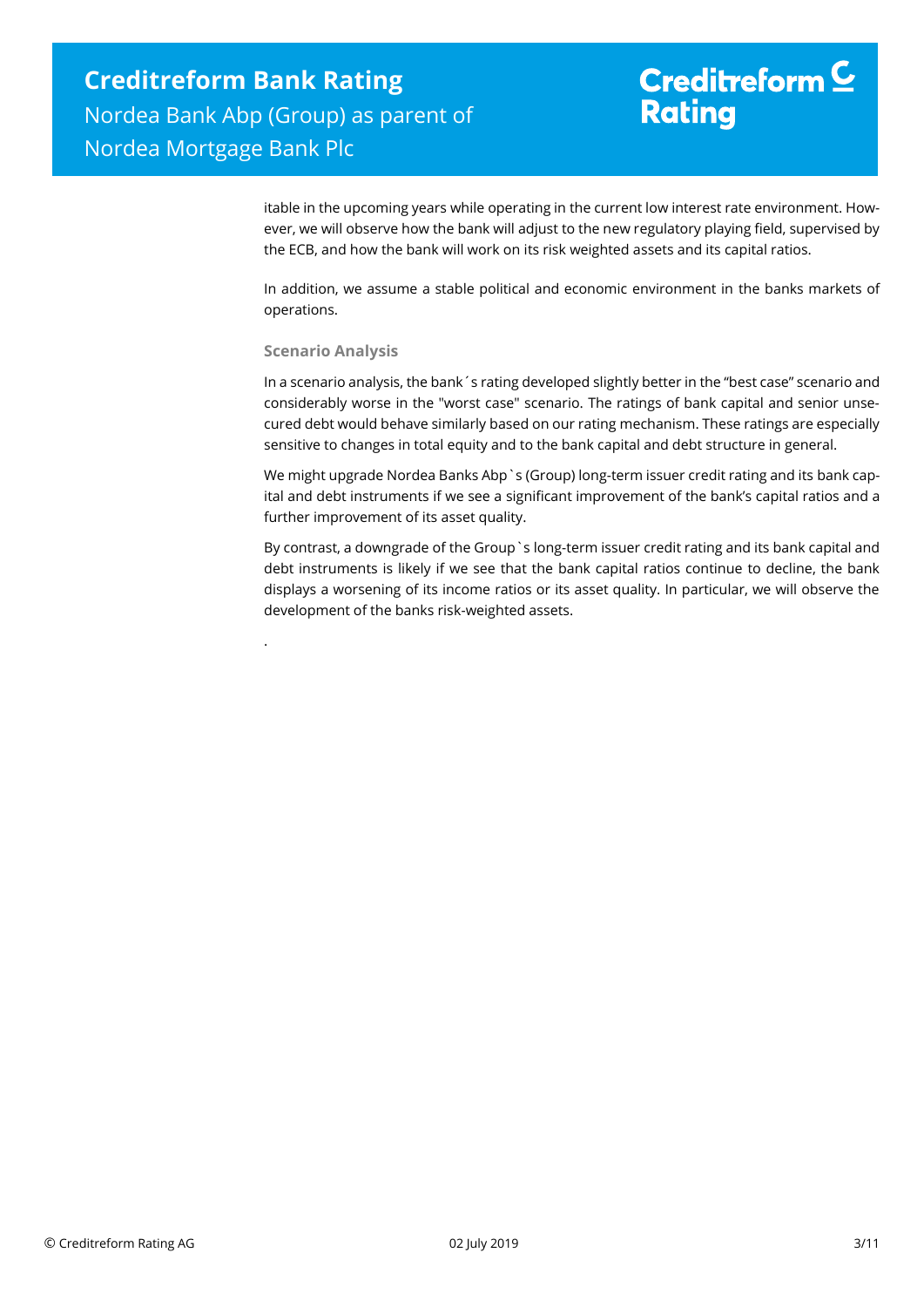itable in the upcoming years while operating in the current low interest rate environment. However, we will observe how the bank will adjust to the new regulatory playing field, supervised by the ECB, and how the bank will work on its risk weighted assets and its capital ratios.

In addition, we assume a stable political and economic environment in the banks markets of operations.

### Scenario Analysis

In a scenario analysis, the bank´s rating developed slightly better in the "best case" scenario and considerably worse in the "worst case" scenario. The ratings of bank capital and senior unsecured debt would behave similarly based on our rating mechanism. These ratings are especially sensitive to changes in total equity and to the bank capital and debt structure in general.

We might upgrade Nordea Banks Abp`s (Group) long-term issuer credit rating and its bank capital and debt instruments if we see a significant improvement of the bank's capital ratios and a further improvement of its asset quality.

By contrast, a downgrade of the Group`s long-term issuer credit rating and its bank capital and debt instruments is likely if we see that the bank capital ratios continue to decline, the bank displays a worsening of its income ratios or its asset quality. In particular, we will observe the development of the banks risk-weighted assets.

.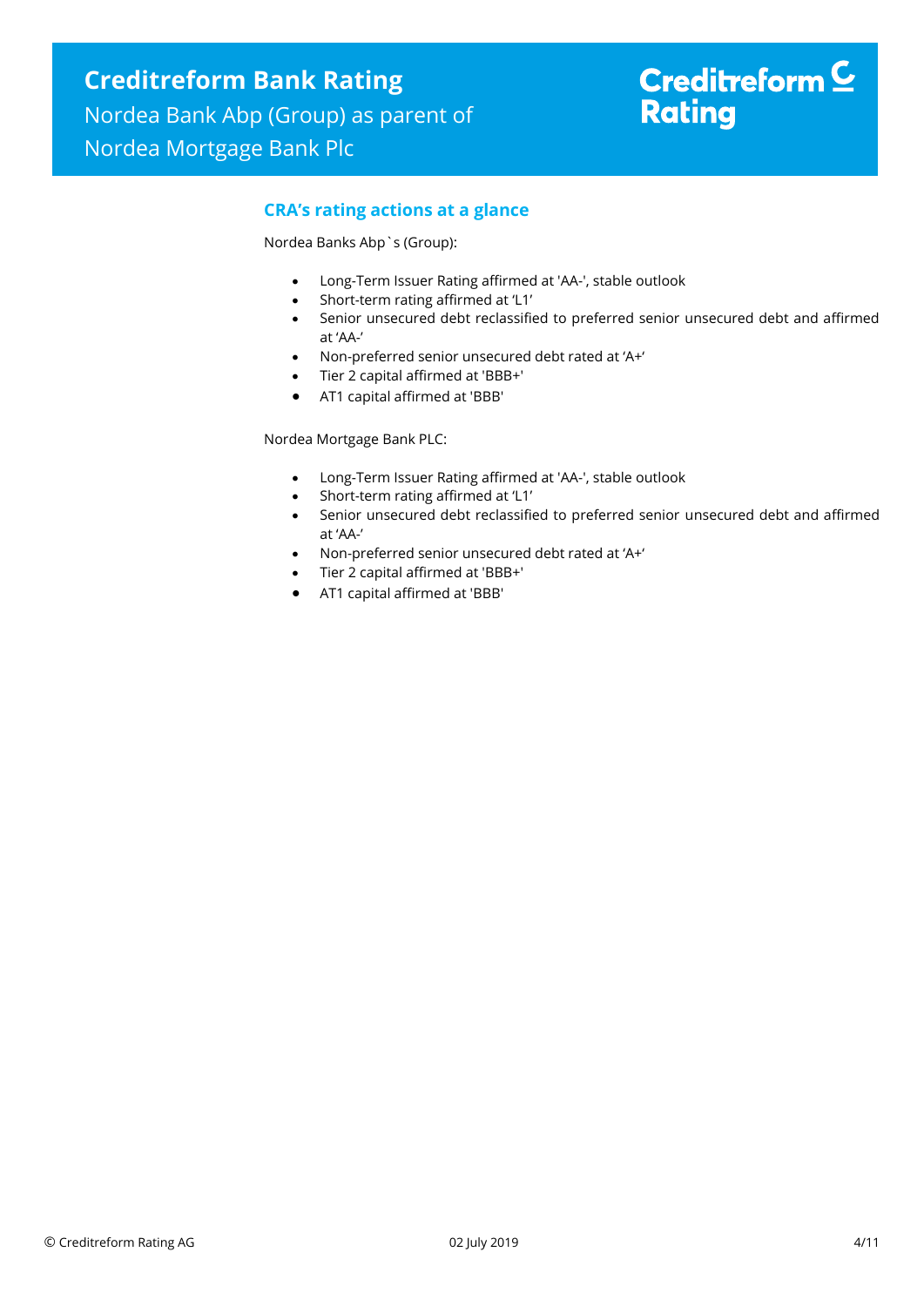## CRA's rating actions at a glance

Nordea Banks Abp`s (Group):

- Long-Term Issuer Rating affirmed at 'AA-', stable outlook
- Short-term rating affirmed at 'L1'
- Senior unsecured debt reclassified to preferred senior unsecured debt and affirmed at 'AA-'
- Non-preferred senior unsecured debt rated at 'A+'
- Tier 2 capital affirmed at 'BBB+'
- AT1 capital affirmed at 'BBB'

Nordea Mortgage Bank PLC:

- Long-Term Issuer Rating affirmed at 'AA-', stable outlook
- Short-term rating affirmed at 'L1'
- Senior unsecured debt reclassified to preferred senior unsecured debt and affirmed at 'AA-'
- Non-preferred senior unsecured debt rated at 'A+'
- Tier 2 capital affirmed at 'BBB+'
- AT1 capital affirmed at 'BBB'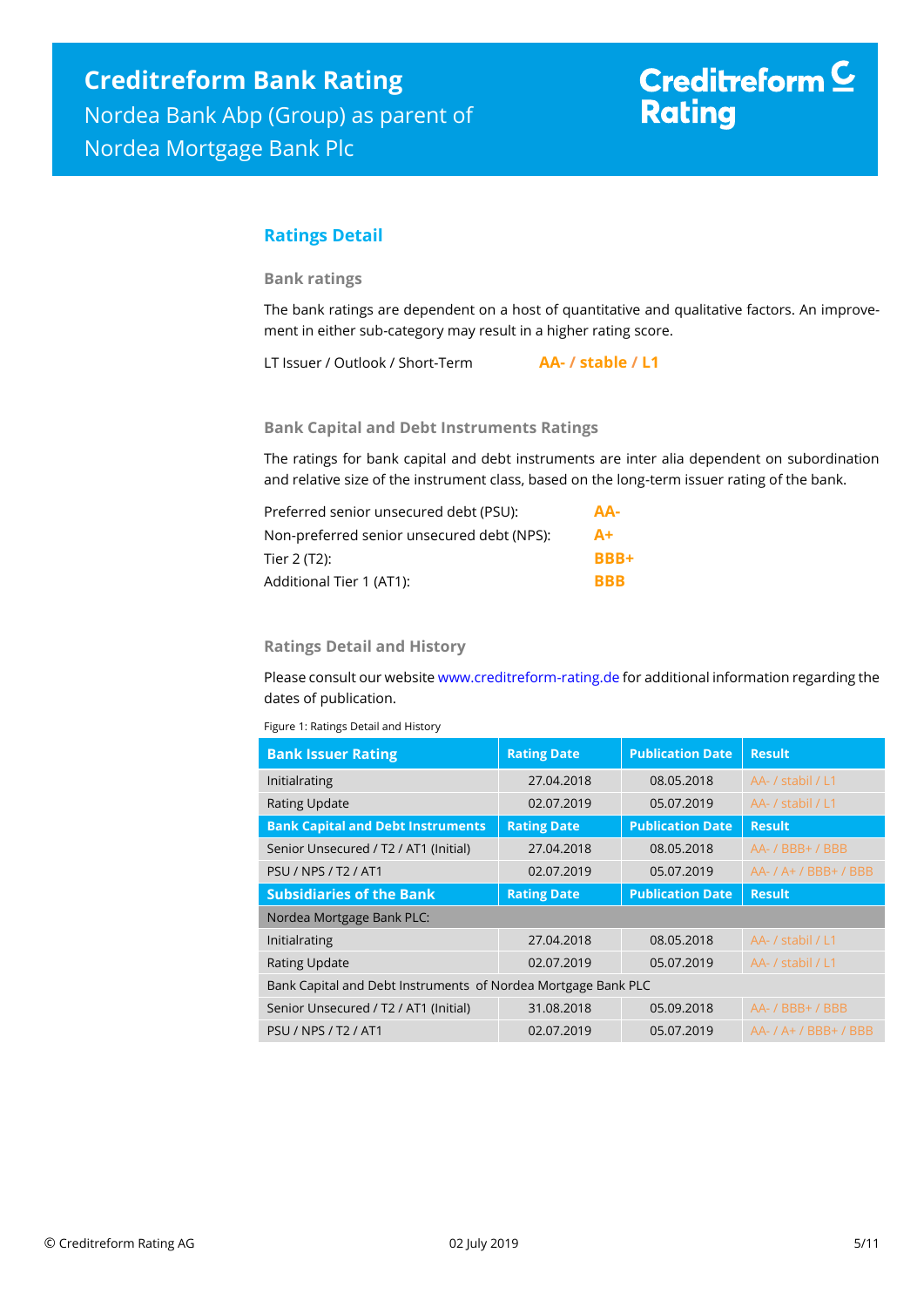## Ratings Detail

### Bank ratings

The bank ratings are dependent on a host of quantitative and qualitative factors. An improvement in either sub-category may result in a higher rating score.

LT Issuer / Outlook / Short-Term **AA- / stable / L1**

### Bank Capital and Debt Instruments Ratings

The ratings for bank capital and debt instruments are inter alia dependent on subordination and relative size of the instrument class, based on the long-term issuer rating of the bank.

| | |
|---|---|
| Preferred senior unsecured debt (PSU): | **AA-** |
| Non-preferred senior unsecured debt (NPS): | **A+** |
| Tier 2 (T2): | **BBB+** |
| Additional Tier 1 (AT1): | **BBB** |

### Ratings Detail and History

Please consult our website www.creditreform-rating.de for additional information regarding the dates of publication.

Figure 1: Ratings Detail and History

| Bank Issuer Rating | Rating Date | Publication Date | Result |
|---|---|---|---|
| Initialrating | 27.04.2018 | 08.05.2018 | AA- / stabil / L1 |
| Rating Update | 02.07.2019 | 05.07.2019 | AA- / stabil / L1 |
| **Bank Capital and Debt Instruments** | **Rating Date** | **Publication Date** | **Result** |
| Senior Unsecured / T2 / AT1 (Initial) | 27.04.2018 | 08.05.2018 | AA- / BBB+ / BBB |
| PSU / NPS / T2 / AT1 | 02.07.2019 | 05.07.2019 | AA- / A+ / BBB+ / BBB |
| **Subsidiaries of the Bank** | **Rating Date** | **Publication Date** | **Result** |
| Nordea Mortgage Bank PLC: | | | |
| Initialrating | 27.04.2018 | 08.05.2018 | AA- / stabil / L1 |
| Rating Update | 02.07.2019 | 05.07.2019 | AA- / stabil / L1 |
| Bank Capital and Debt Instruments of Nordea Mortgage Bank PLC | | | |
| Senior Unsecured / T2 / AT1 (Initial) | 31.08.2018 | 05.09.2018 | AA- / BBB+ / BBB |
| PSU / NPS / T2 / AT1 | 02.07.2019 | 05.07.2019 | AA- / A+ / BBB+ / BBB |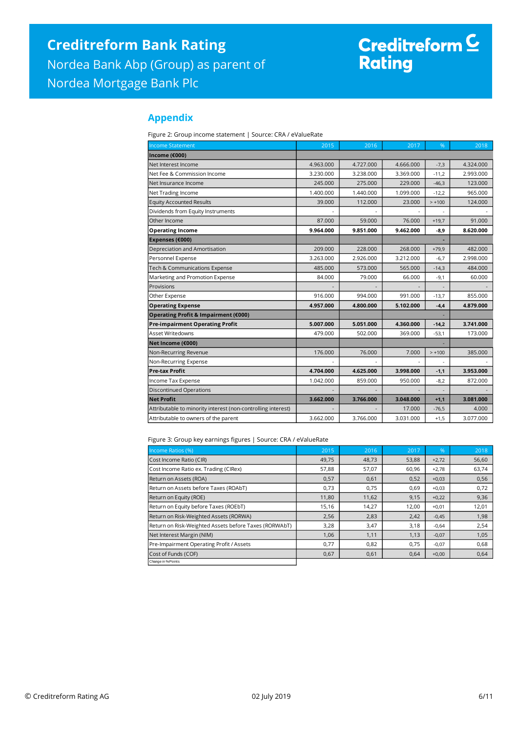## Appendix

Figure 2: Group income statement | Source: CRA / eValueRate

| Income Statement | 2015 | 2016 | 2017 | % | 2018 |
|---|---|---|---|---|---|
| **Income (€000)** | | | | | |
| Net Interest Income | 4.963.000 | 4.727.000 | 4.666.000 | -7,3 | 4.324.000 |
| Net Fee & Commission Income | 3.230.000 | 3.238.000 | 3.369.000 | -11,2 | 2.993.000 |
| Net Insurance Income | 245.000 | 275.000 | 229.000 | -46,3 | 123.000 |
| Net Trading Income | 1.400.000 | 1.440.000 | 1.099.000 | -12,2 | 965.000 |
| Equity Accounted Results | 39.000 | 112.000 | 23.000 | > +100 | 124.000 |
| Dividends from Equity Instruments | - | - | - | - | - |
| Other Income | 87.000 | 59.000 | 76.000 | +19,7 | 91.000 |
| **Operating Income** | **9.964.000** | **9.851.000** | **9.462.000** | **-8,9** | **8.620.000** |
| **Expenses (€000)** | | | | - | |
| Depreciation and Amortisation | 209.000 | 228.000 | 268.000 | +79,9 | 482.000 |
| Personnel Expense | 3.263.000 | 2.926.000 | 3.212.000 | -6,7 | 2.998.000 |
| Tech & Communications Expense | 485.000 | 573.000 | 565.000 | -14,3 | 484.000 |
| Marketing and Promotion Expense | 84.000 | 79.000 | 66.000 | -9,1 | 60.000 |
| Provisions | - | - | - | - | - |
| Other Expense | 916.000 | 994.000 | 991.000 | -13,7 | 855.000 |
| **Operating Expense** | **4.957.000** | **4.800.000** | **5.102.000** | **-4,4** | **4.879.000** |
| **Operating Profit & Impairment (€000)** | | | | - | |
| **Pre-impairment Operating Profit** | **5.007.000** | **5.051.000** | **4.360.000** | **-14,2** | **3.741.000** |
| Asset Writedowns | 479.000 | 502.000 | 369.000 | -53,1 | 173.000 |
| **Net Income (€000)** | | | | - | |
| Non-Recurring Revenue | 176.000 | 76.000 | 7.000 | > +100 | 385.000 |
| Non-Recurring Expense | - | - | - | - | - |
| **Pre-tax Profit** | **4.704.000** | **4.625.000** | **3.998.000** | **-1,1** | **3.953.000** |
| Income Tax Expense | 1.042.000 | 859.000 | 950.000 | -8,2 | 872.000 |
| Discontinued Operations | - | - | - | - | - |
| **Net Profit** | **3.662.000** | **3.766.000** | **3.048.000** | **+1,1** | **3.081.000** |
| Attributable to minority interest (non-controlling interest) | - | - | 17.000 | -76,5 | 4.000 |
| Attributable to owners of the parent | 3.662.000 | 3.766.000 | 3.031.000 | +1,5 | 3.077.000 |

Figure 3: Group key earnings figures | Source: CRA / eValueRate

| Income Ratios (%) | 2015 | 2016 | 2017 | % | 2018 |
|---|---|---|---|---|---|
| Cost Income Ratio (CIR) | 49,75 | 48,73 | 53,88 | +2,72 | 56,60 |
| Cost Income Ratio ex. Trading (CIRex) | 57,88 | 57,07 | 60,96 | +2,78 | 63,74 |
| Return on Assets (ROA) | 0,57 | 0,61 | 0,52 | +0,03 | 0,56 |
| Return on Assets before Taxes (ROAbT) | 0,73 | 0,75 | 0,69 | +0,03 | 0,72 |
| Return on Equity (ROE) | 11,80 | 11,62 | 9,15 | +0,22 | 9,36 |
| Return on Equity before Taxes (ROEbT) | 15,16 | 14,27 | 12,00 | +0,01 | 12,01 |
| Return on Risk-Weighted Assets (RORWA) | 2,56 | 2,83 | 2,42 | -0,45 | 1,98 |
| Return on Risk-Weighted Assets before Taxes (RORWAbT) | 3,28 | 3,47 | 3,18 | -0,64 | 2,54 |
| Net Interest Margin (NIM) | 1,06 | 1,11 | 1,13 | -0,07 | 1,05 |
| Pre-Impairment Operating Profit / Assets | 0,77 | 0,82 | 0,75 | -0,07 | 0,68 |
| Cost of Funds (COF) | 0,67 | 0,61 | 0,64 | +0,00 | 0,64 |

Change in %Points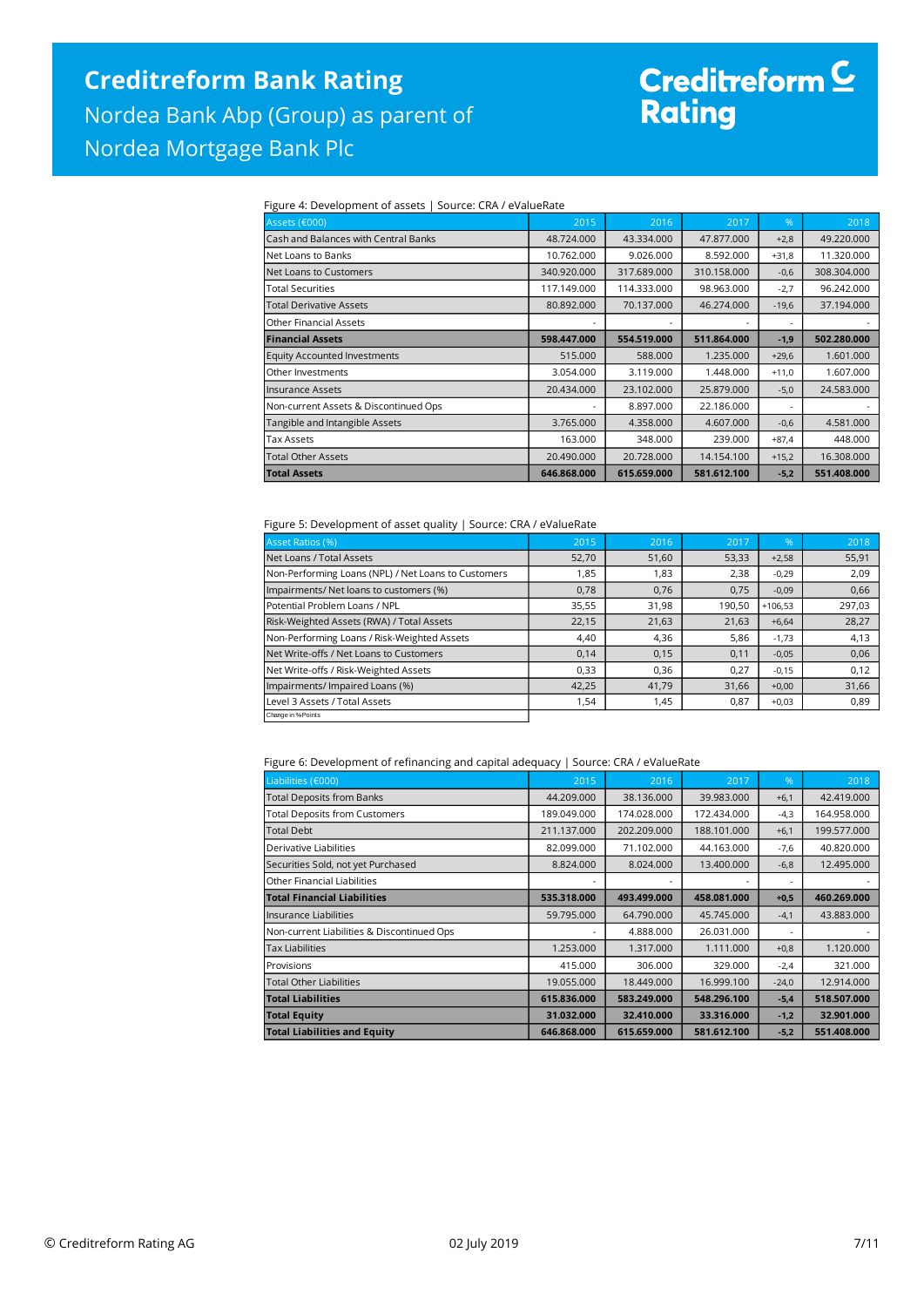Figure 4: Development of assets | Source: CRA / eValueRate

| Assets (€000) | 2015 | 2016 | 2017 | % | 2018 |
|---|---|---|---|---|---|
| Cash and Balances with Central Banks | 48.724.000 | 43.334.000 | 47.877.000 | +2,8 | 49.220.000 |
| Net Loans to Banks | 10.762.000 | 9.026.000 | 8.592.000 | +31,8 | 11.320.000 |
| Net Loans to Customers | 340.920.000 | 317.689.000 | 310.158.000 | -0,6 | 308.304.000 |
| Total Securities | 117.149.000 | 114.333.000 | 98.963.000 | -2,7 | 96.242.000 |
| Total Derivative Assets | 80.892.000 | 70.137.000 | 46.274.000 | -19,6 | 37.194.000 |
| Other Financial Assets | - | - | - | - | - |
| **Financial Assets** | **598.447.000** | **554.519.000** | **511.864.000** | **-1,9** | **502.280.000** |
| Equity Accounted Investments | 515.000 | 588.000 | 1.235.000 | +29,6 | 1.601.000 |
| Other Investments | 3.054.000 | 3.119.000 | 1.448.000 | +11,0 | 1.607.000 |
| Insurance Assets | 20.434.000 | 23.102.000 | 25.879.000 | -5,0 | 24.583.000 |
| Non-current Assets & Discontinued Ops | - | 8.897.000 | 22.186.000 | - | - |
| Tangible and Intangible Assets | 3.765.000 | 4.358.000 | 4.607.000 | -0,6 | 4.581.000 |
| Tax Assets | 163.000 | 348.000 | 239.000 | +87,4 | 448.000 |
| Total Other Assets | 20.490.000 | 20.728.000 | 14.154.100 | +15,2 | 16.308.000 |
| **Total Assets** | **646.868.000** | **615.659.000** | **581.612.100** | **-5,2** | **551.408.000** |

Figure 5: Development of asset quality | Source: CRA / eValueRate

| Asset Ratios (%) | 2015 | 2016 | 2017 | % | 2018 |
|---|---|---|---|---|---|
| Net Loans / Total Assets | 52,70 | 51,60 | 53,33 | +2,58 | 55,91 |
| Non-Performing Loans (NPL) / Net Loans to Customers | 1,85 | 1,83 | 2,38 | -0,29 | 2,09 |
| Impairments/ Net loans to customers (%) | 0,78 | 0,76 | 0,75 | -0,09 | 0,66 |
| Potential Problem Loans / NPL | 35,55 | 31,98 | 190,50 | +106,53 | 297,03 |
| Risk-Weighted Assets (RWA) / Total Assets | 22,15 | 21,63 | 21,63 | +6,64 | 28,27 |
| Non-Performing Loans / Risk-Weighted Assets | 4,40 | 4,36 | 5,86 | -1,73 | 4,13 |
| Net Write-offs / Net Loans to Customers | 0,14 | 0,15 | 0,11 | -0,05 | 0,06 |
| Net Write-offs / Risk-Weighted Assets | 0,33 | 0,36 | 0,27 | -0,15 | 0,12 |
| Impairments/ Impaired Loans (%) | 42,25 | 41,79 | 31,66 | +0,00 | 31,66 |
| Level 3 Assets / Total Assets | 1,54 | 1,45 | 0,87 | +0,03 | 0,89 |

Change in %Points

Figure 6: Development of refinancing and capital adequacy | Source: CRA / eValueRate

| Liabilities (€000) | 2015 | 2016 | 2017 | % | 2018 |
|---|---|---|---|---|---|
| Total Deposits from Banks | 44.209.000 | 38.136.000 | 39.983.000 | +6,1 | 42.419.000 |
| Total Deposits from Customers | 189.049.000 | 174.028.000 | 172.434.000 | -4,3 | 164.958.000 |
| Total Debt | 211.137.000 | 202.209.000 | 188.101.000 | +6,1 | 199.577.000 |
| Derivative Liabilities | 82.099.000 | 71.102.000 | 44.163.000 | -7,6 | 40.820.000 |
| Securities Sold, not yet Purchased | 8.824.000 | 8.024.000 | 13.400.000 | -6,8 | 12.495.000 |
| Other Financial Liabilities | - | - | - | - | - |
| **Total Financial Liabilities** | **535.318.000** | **493.499.000** | **458.081.000** | **+0,5** | **460.269.000** |
| Insurance Liabilities | 59.795.000 | 64.790.000 | 45.745.000 | -4,1 | 43.883.000 |
| Non-current Liabilities & Discontinued Ops | - | 4.888.000 | 26.031.000 | - | - |
| Tax Liabilities | 1.253.000 | 1.317.000 | 1.111.000 | +0,8 | 1.120.000 |
| Provisions | 415.000 | 306.000 | 329.000 | -2,4 | 321.000 |
| Total Other Liabilities | 19.055.000 | 18.449.000 | 16.999.100 | -24,0 | 12.914.000 |
| **Total Liabilities** | **615.836.000** | **583.249.000** | **548.296.100** | **-5,4** | **518.507.000** |
| **Total Equity** | **31.032.000** | **32.410.000** | **33.316.000** | **-1,2** | **32.901.000** |
| **Total Liabilities and Equity** | **646.868.000** | **615.659.000** | **581.612.100** | **-5,2** | **551.408.000** |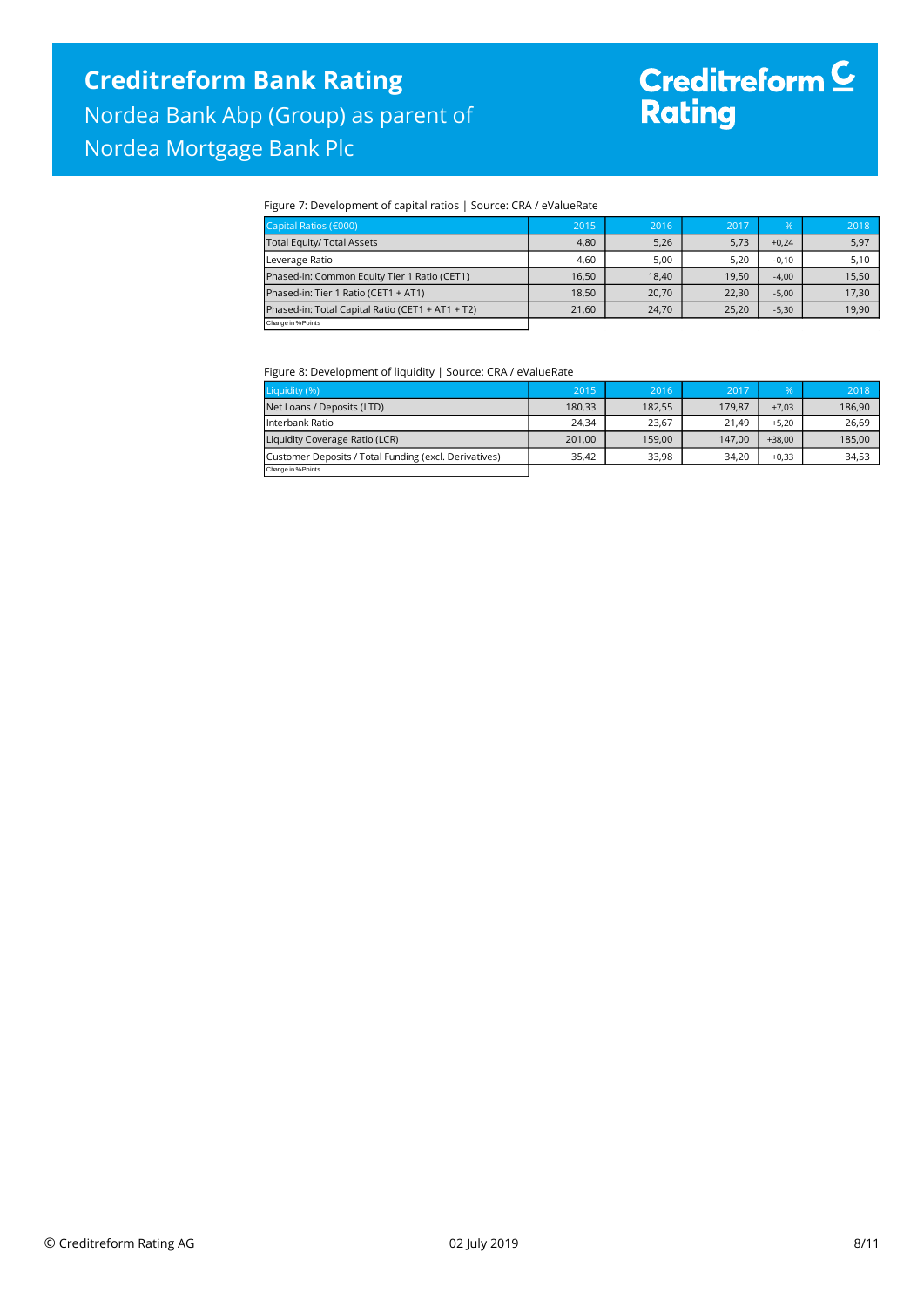Figure 7: Development of capital ratios | Source: CRA / eValueRate

| Capital Ratios (€000) | 2015 | 2016 | 2017 | % | 2018 |
|---|---|---|---|---|---|
| Total Equity/ Total Assets | 4,80 | 5,26 | 5,73 | +0,24 | 5,97 |
| Leverage Ratio | 4,60 | 5,00 | 5,20 | -0,10 | 5,10 |
| Phased-in: Common Equity Tier 1 Ratio (CET1) | 16,50 | 18,40 | 19,50 | -4,00 | 15,50 |
| Phased-in: Tier 1 Ratio (CET1 + AT1) | 18,50 | 20,70 | 22,30 | -5,00 | 17,30 |
| Phased-in: Total Capital Ratio (CET1 + AT1 + T2) | 21,60 | 24,70 | 25,20 | -5,30 | 19,90 |
| Change in %Points | | | | | |

Figure 8: Development of liquidity | Source: CRA / eValueRate

| Liquidity (%) | 2015 | 2016 | 2017 | % | 2018 |
|---|---|---|---|---|---|
| Net Loans / Deposits (LTD) | 180,33 | 182,55 | 179,87 | +7,03 | 186,90 |
| Interbank Ratio | 24,34 | 23,67 | 21,49 | +5,20 | 26,69 |
| Liquidity Coverage Ratio (LCR) | 201,00 | 159,00 | 147,00 | +38,00 | 185,00 |
| Customer Deposits / Total Funding (excl. Derivatives) | 35,42 | 33,98 | 34,20 | +0,33 | 34,53 |
| Change in %Points | | | | | |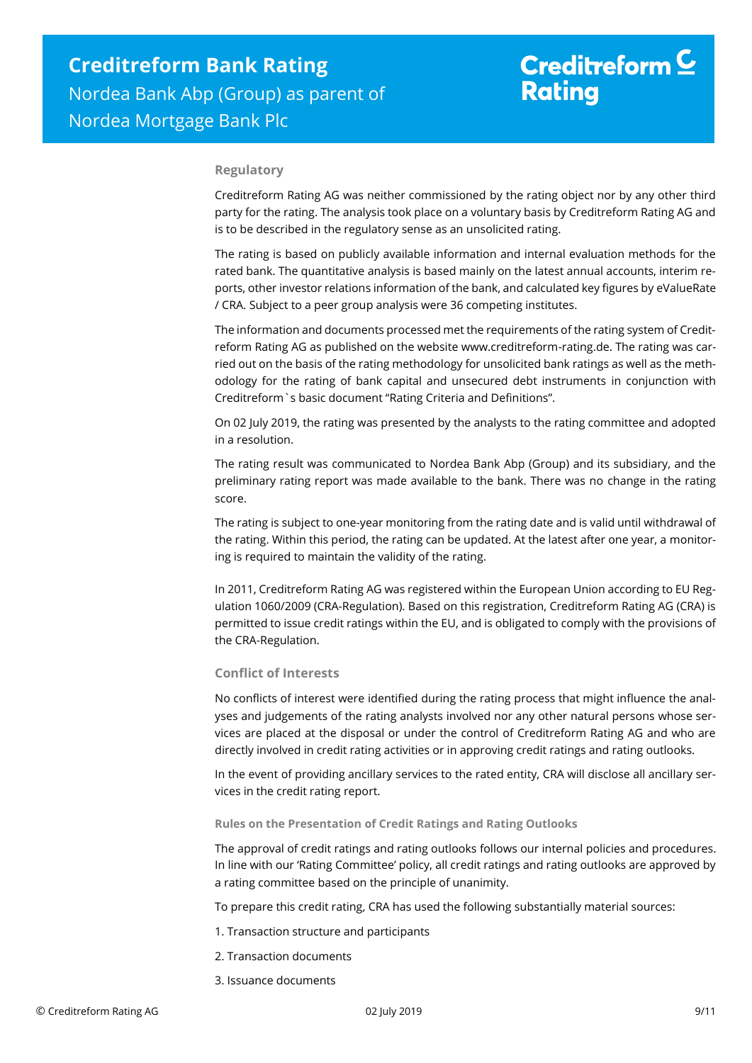### Regulatory

Creditreform Rating AG was neither commissioned by the rating object nor by any other third party for the rating. The analysis took place on a voluntary basis by Creditreform Rating AG and is to be described in the regulatory sense as an unsolicited rating.

The rating is based on publicly available information and internal evaluation methods for the rated bank. The quantitative analysis is based mainly on the latest annual accounts, interim reports, other investor relations information of the bank, and calculated key figures by eValueRate / CRA. Subject to a peer group analysis were 36 competing institutes.

The information and documents processed met the requirements of the rating system of Creditreform Rating AG as published on the website www.creditreform-rating.de. The rating was carried out on the basis of the rating methodology for unsolicited bank ratings as well as the methodology for the rating of bank capital and unsecured debt instruments in conjunction with Creditreform`s basic document "Rating Criteria and Definitions".

On 02 July 2019, the rating was presented by the analysts to the rating committee and adopted in a resolution.

The rating result was communicated to Nordea Bank Abp (Group) and its subsidiary, and the preliminary rating report was made available to the bank. There was no change in the rating score.

The rating is subject to one-year monitoring from the rating date and is valid until withdrawal of the rating. Within this period, the rating can be updated. At the latest after one year, a monitoring is required to maintain the validity of the rating.

In 2011, Creditreform Rating AG was registered within the European Union according to EU Regulation 1060/2009 (CRA-Regulation). Based on this registration, Creditreform Rating AG (CRA) is permitted to issue credit ratings within the EU, and is obligated to comply with the provisions of the CRA-Regulation.

### Conflict of Interests

No conflicts of interest were identified during the rating process that might influence the analyses and judgements of the rating analysts involved nor any other natural persons whose services are placed at the disposal or under the control of Creditreform Rating AG and who are directly involved in credit rating activities or in approving credit ratings and rating outlooks.

In the event of providing ancillary services to the rated entity, CRA will disclose all ancillary services in the credit rating report.

#### Rules on the Presentation of Credit Ratings and Rating Outlooks

The approval of credit ratings and rating outlooks follows our internal policies and procedures. In line with our 'Rating Committee' policy, all credit ratings and rating outlooks are approved by a rating committee based on the principle of unanimity.

To prepare this credit rating, CRA has used the following substantially material sources:

1. Transaction structure and participants

2. Transaction documents

3. Issuance documents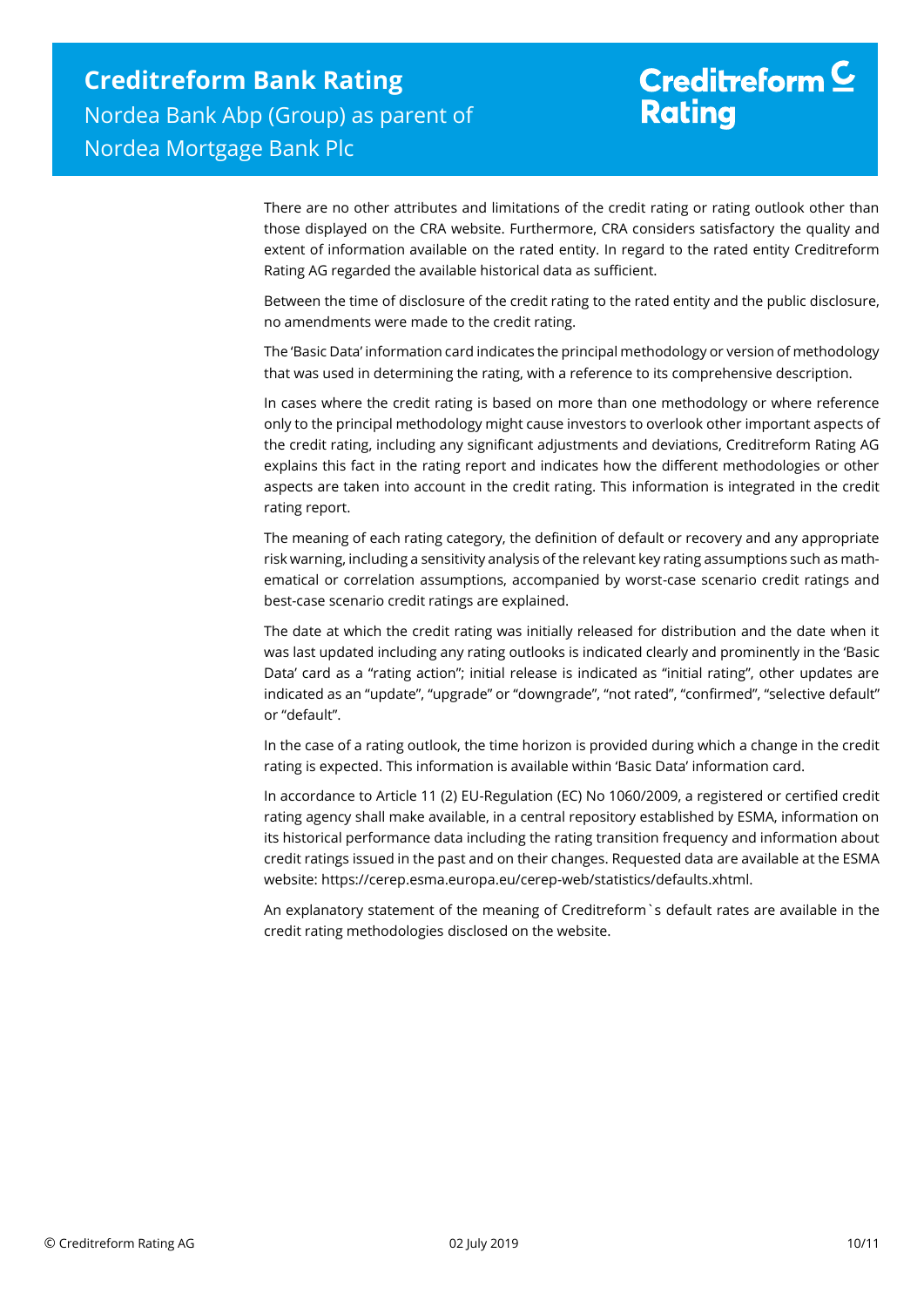There are no other attributes and limitations of the credit rating or rating outlook other than those displayed on the CRA website. Furthermore, CRA considers satisfactory the quality and extent of information available on the rated entity. In regard to the rated entity Creditreform Rating AG regarded the available historical data as sufficient.

Between the time of disclosure of the credit rating to the rated entity and the public disclosure, no amendments were made to the credit rating.

The 'Basic Data' information card indicates the principal methodology or version of methodology that was used in determining the rating, with a reference to its comprehensive description.

In cases where the credit rating is based on more than one methodology or where reference only to the principal methodology might cause investors to overlook other important aspects of the credit rating, including any significant adjustments and deviations, Creditreform Rating AG explains this fact in the rating report and indicates how the different methodologies or other aspects are taken into account in the credit rating. This information is integrated in the credit rating report.

The meaning of each rating category, the definition of default or recovery and any appropriate risk warning, including a sensitivity analysis of the relevant key rating assumptions such as mathematical or correlation assumptions, accompanied by worst-case scenario credit ratings and best-case scenario credit ratings are explained.

The date at which the credit rating was initially released for distribution and the date when it was last updated including any rating outlooks is indicated clearly and prominently in the 'Basic Data' card as a "rating action"; initial release is indicated as "initial rating", other updates are indicated as an "update", "upgrade" or "downgrade", "not rated", "confirmed", "selective default" or "default".

In the case of a rating outlook, the time horizon is provided during which a change in the credit rating is expected. This information is available within 'Basic Data' information card.

In accordance to Article 11 (2) EU-Regulation (EC) No 1060/2009, a registered or certified credit rating agency shall make available, in a central repository established by ESMA, information on its historical performance data including the rating transition frequency and information about credit ratings issued in the past and on their changes. Requested data are available at the ESMA website: https://cerep.esma.europa.eu/cerep-web/statistics/defaults.xhtml.

An explanatory statement of the meaning of Creditreform`s default rates are available in the credit rating methodologies disclosed on the website.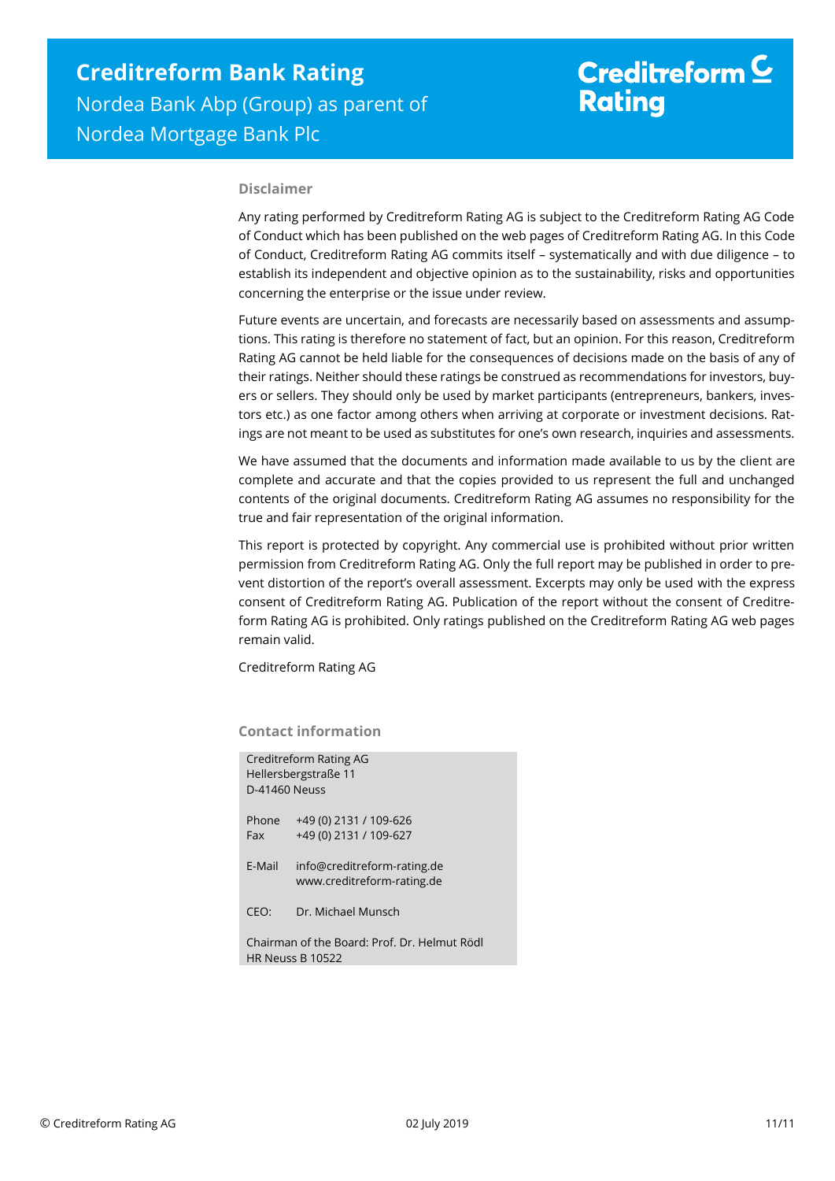## Disclaimer

Any rating performed by Creditreform Rating AG is subject to the Creditreform Rating AG Code of Conduct which has been published on the web pages of Creditreform Rating AG. In this Code of Conduct, Creditreform Rating AG commits itself – systematically and with due diligence – to establish its independent and objective opinion as to the sustainability, risks and opportunities concerning the enterprise or the issue under review.

Future events are uncertain, and forecasts are necessarily based on assessments and assumptions. This rating is therefore no statement of fact, but an opinion. For this reason, Creditreform Rating AG cannot be held liable for the consequences of decisions made on the basis of any of their ratings. Neither should these ratings be construed as recommendations for investors, buyers or sellers. They should only be used by market participants (entrepreneurs, bankers, investors etc.) as one factor among others when arriving at corporate or investment decisions. Ratings are not meant to be used as substitutes for one's own research, inquiries and assessments.

We have assumed that the documents and information made available to us by the client are complete and accurate and that the copies provided to us represent the full and unchanged contents of the original documents. Creditreform Rating AG assumes no responsibility for the true and fair representation of the original information.

This report is protected by copyright. Any commercial use is prohibited without prior written permission from Creditreform Rating AG. Only the full report may be published in order to prevent distortion of the report's overall assessment. Excerpts may only be used with the express consent of Creditreform Rating AG. Publication of the report without the consent of Creditreform Rating AG is prohibited. Only ratings published on the Creditreform Rating AG web pages remain valid.

Creditreform Rating AG

## Contact information

Creditreform Rating AG
Hellersbergstraße 11
D-41460 Neuss

Phone +49 (0) 2131 / 109-626
Fax +49 (0) 2131 / 109-627

E-Mail info@creditreform-rating.de
www.creditreform-rating.de

CEO: Dr. Michael Munsch

Chairman of the Board: Prof. Dr. Helmut Rödl
HR Neuss B 10522